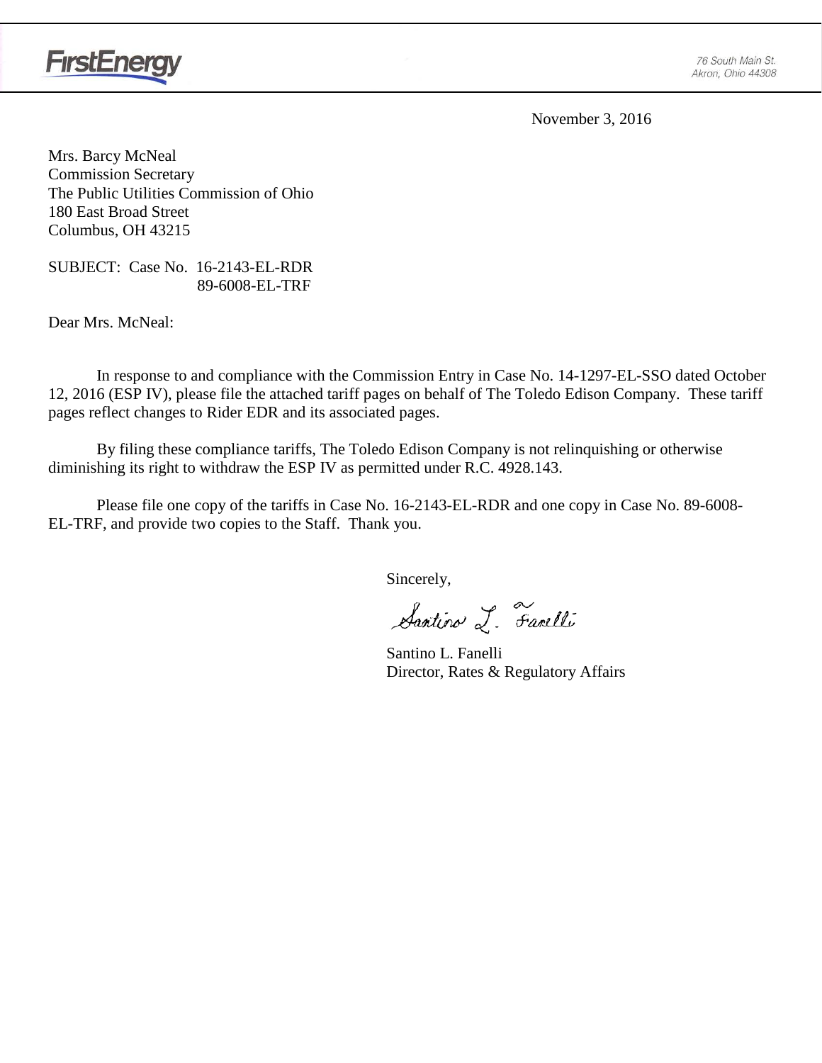FirstEnergy

76 South Main St.
Akron, Ohio 44308

November 3, 2016

Mrs. Barcy McNeal
Commission Secretary
The Public Utilities Commission of Ohio
180 East Broad Street
Columbus, OH 43215

SUBJECT: Case No. 16-2143-EL-RDR
89-6008-EL-TRF

Dear Mrs. McNeal:

In response to and compliance with the Commission Entry in Case No. 14-1297-EL-SSO dated October 12, 2016 (ESP IV), please file the attached tariff pages on behalf of The Toledo Edison Company. These tariff pages reflect changes to Rider EDR and its associated pages.

By filing these compliance tariffs, The Toledo Edison Company is not relinquishing or otherwise diminishing its right to withdraw the ESP IV as permitted under R.C. 4928.143.

Please file one copy of the tariffs in Case No. 16-2143-EL-RDR and one copy in Case No. 89-6008-EL-TRF, and provide two copies to the Staff. Thank you.

Sincerely,

Santino L. Fanelli

Santino L. Fanelli
Director, Rates & Regulatory Affairs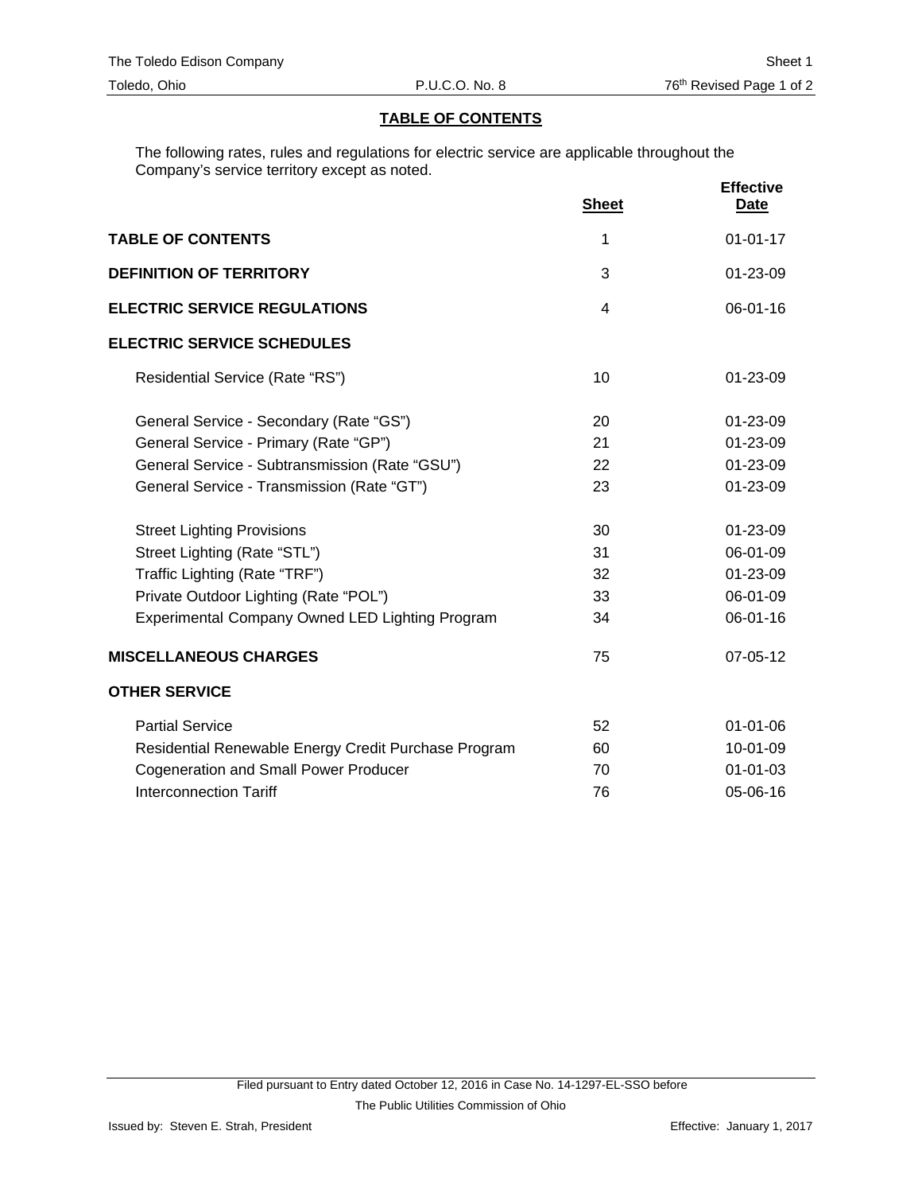## TABLE OF CONTENTS

The following rates, rules and regulations for electric service are applicable throughout the Company's service territory except as noted.

| | Sheet | Effective Date |
|---|---|---|
| **TABLE OF CONTENTS** | 1 | 01-01-17 |
| **DEFINITION OF TERRITORY** | 3 | 01-23-09 |
| **ELECTRIC SERVICE REGULATIONS** | 4 | 06-01-16 |
| **ELECTRIC SERVICE SCHEDULES** | | |
| Residential Service (Rate "RS") | 10 | 01-23-09 |
| General Service - Secondary (Rate "GS") | 20 | 01-23-09 |
| General Service - Primary (Rate "GP") | 21 | 01-23-09 |
| General Service - Subtransmission (Rate "GSU") | 22 | 01-23-09 |
| General Service - Transmission (Rate "GT") | 23 | 01-23-09 |
| Street Lighting Provisions | 30 | 01-23-09 |
| Street Lighting (Rate "STL") | 31 | 06-01-09 |
| Traffic Lighting (Rate "TRF") | 32 | 01-23-09 |
| Private Outdoor Lighting (Rate "POL") | 33 | 06-01-09 |
| Experimental Company Owned LED Lighting Program | 34 | 06-01-16 |
| **MISCELLANEOUS CHARGES** | 75 | 07-05-12 |
| **OTHER SERVICE** | | |
| Partial Service | 52 | 01-01-06 |
| Residential Renewable Energy Credit Purchase Program | 60 | 10-01-09 |
| Cogeneration and Small Power Producer | 70 | 01-01-03 |
| Interconnection Tariff | 76 | 05-06-16 |

Filed pursuant to Entry dated October 12, 2016 in Case No. 14-1297-EL-SSO before The Public Utilities Commission of Ohio

Issued by: Steven E. Strah, President

Effective: January 1, 2017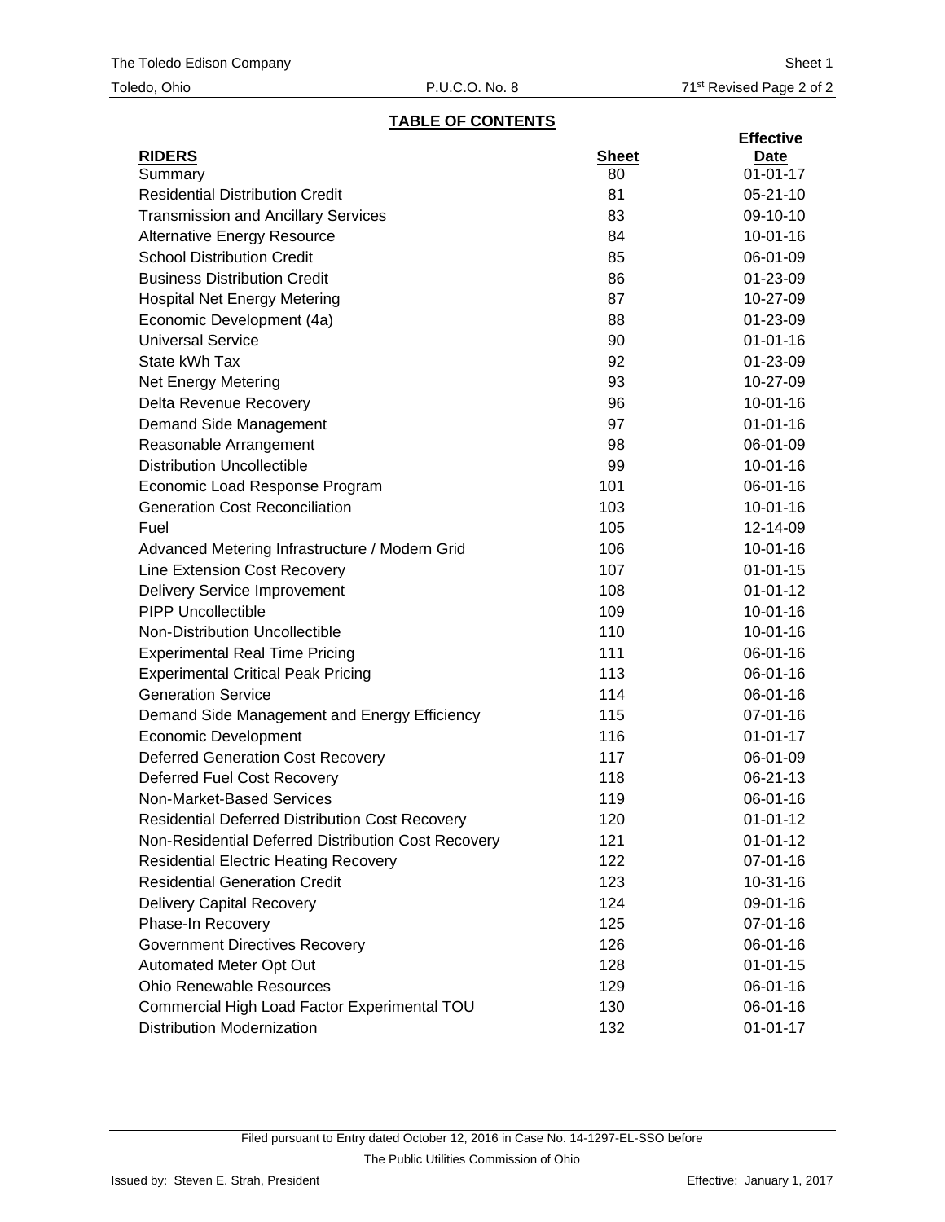The Toledo Edison Company
Toledo, Ohio
P.U.C.O. No. 8
Sheet 1
71st Revised Page 2 of 2

## TABLE OF CONTENTS

| RIDERS | Sheet | Effective Date |
|---|---|---|
| Summary | 80 | 01-01-17 |
| Residential Distribution Credit | 81 | 05-21-10 |
| Transmission and Ancillary Services | 83 | 09-10-10 |
| Alternative Energy Resource | 84 | 10-01-16 |
| School Distribution Credit | 85 | 06-01-09 |
| Business Distribution Credit | 86 | 01-23-09 |
| Hospital Net Energy Metering | 87 | 10-27-09 |
| Economic Development (4a) | 88 | 01-23-09 |
| Universal Service | 90 | 01-01-16 |
| State kWh Tax | 92 | 01-23-09 |
| Net Energy Metering | 93 | 10-27-09 |
| Delta Revenue Recovery | 96 | 10-01-16 |
| Demand Side Management | 97 | 01-01-16 |
| Reasonable Arrangement | 98 | 06-01-09 |
| Distribution Uncollectible | 99 | 10-01-16 |
| Economic Load Response Program | 101 | 06-01-16 |
| Generation Cost Reconciliation | 103 | 10-01-16 |
| Fuel | 105 | 12-14-09 |
| Advanced Metering Infrastructure / Modern Grid | 106 | 10-01-16 |
| Line Extension Cost Recovery | 107 | 01-01-15 |
| Delivery Service Improvement | 108 | 01-01-12 |
| PIPP Uncollectible | 109 | 10-01-16 |
| Non-Distribution Uncollectible | 110 | 10-01-16 |
| Experimental Real Time Pricing | 111 | 06-01-16 |
| Experimental Critical Peak Pricing | 113 | 06-01-16 |
| Generation Service | 114 | 06-01-16 |
| Demand Side Management and Energy Efficiency | 115 | 07-01-16 |
| Economic Development | 116 | 01-01-17 |
| Deferred Generation Cost Recovery | 117 | 06-01-09 |
| Deferred Fuel Cost Recovery | 118 | 06-21-13 |
| Non-Market-Based Services | 119 | 06-01-16 |
| Residential Deferred Distribution Cost Recovery | 120 | 01-01-12 |
| Non-Residential Deferred Distribution Cost Recovery | 121 | 01-01-12 |
| Residential Electric Heating Recovery | 122 | 07-01-16 |
| Residential Generation Credit | 123 | 10-31-16 |
| Delivery Capital Recovery | 124 | 09-01-16 |
| Phase-In Recovery | 125 | 07-01-16 |
| Government Directives Recovery | 126 | 06-01-16 |
| Automated Meter Opt Out | 128 | 01-01-15 |
| Ohio Renewable Resources | 129 | 06-01-16 |
| Commercial High Load Factor Experimental TOU | 130 | 06-01-16 |
| Distribution Modernization | 132 | 01-01-17 |

Filed pursuant to Entry dated October 12, 2016 in Case No. 14-1297-EL-SSO before The Public Utilities Commission of Ohio

Issued by: Steven E. Strah, President
Effective: January 1, 2017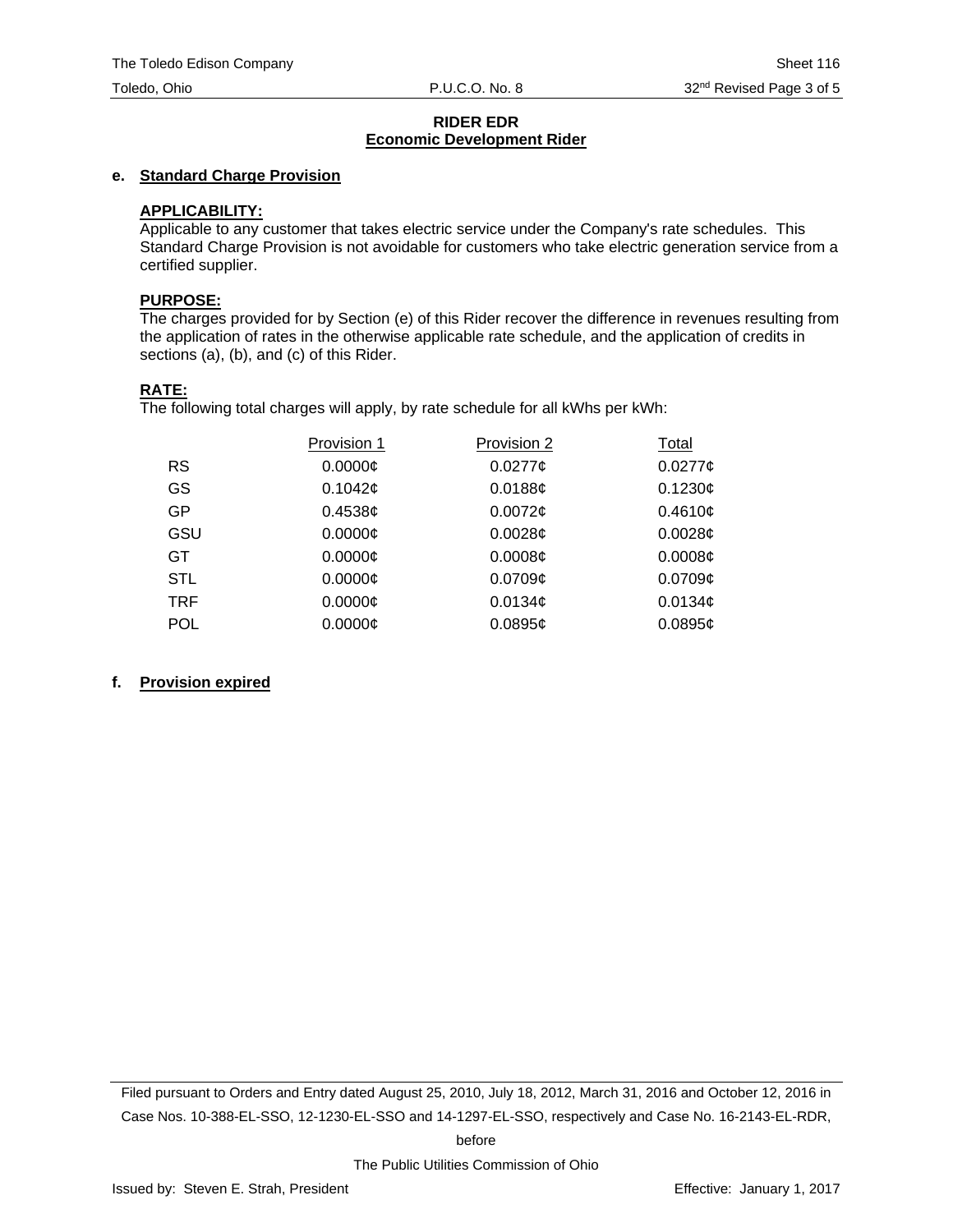**RIDER EDR**
**Economic Development Rider**

**e. Standard Charge Provision**

**APPLICABILITY:**
Applicable to any customer that takes electric service under the Company's rate schedules. This Standard Charge Provision is not avoidable for customers who take electric generation service from a certified supplier.

**PURPOSE:**
The charges provided for by Section (e) of this Rider recover the difference in revenues resulting from the application of rates in the otherwise applicable rate schedule, and the application of credits in sections (a), (b), and (c) of this Rider.

**RATE:**
The following total charges will apply, by rate schedule for all kWhs per kWh:

| | Provision 1 | Provision 2 | Total |
|---|---|---|---|
| RS | 0.0000¢ | 0.0277¢ | 0.0277¢ |
| GS | 0.1042¢ | 0.0188¢ | 0.1230¢ |
| GP | 0.4538¢ | 0.0072¢ | 0.4610¢ |
| GSU | 0.0000¢ | 0.0028¢ | 0.0028¢ |
| GT | 0.0000¢ | 0.0008¢ | 0.0008¢ |
| STL | 0.0000¢ | 0.0709¢ | 0.0709¢ |
| TRF | 0.0000¢ | 0.0134¢ | 0.0134¢ |
| POL | 0.0000¢ | 0.0895¢ | 0.0895¢ |

**f. Provision expired**

Filed pursuant to Orders and Entry dated August 25, 2010, July 18, 2012, March 31, 2016 and October 12, 2016 in Case Nos. 10-388-EL-SSO, 12-1230-EL-SSO and 14-1297-EL-SSO, respectively and Case No. 16-2143-EL-RDR, before The Public Utilities Commission of Ohio

Issued by: Steven E. Strah, President

Effective: January 1, 2017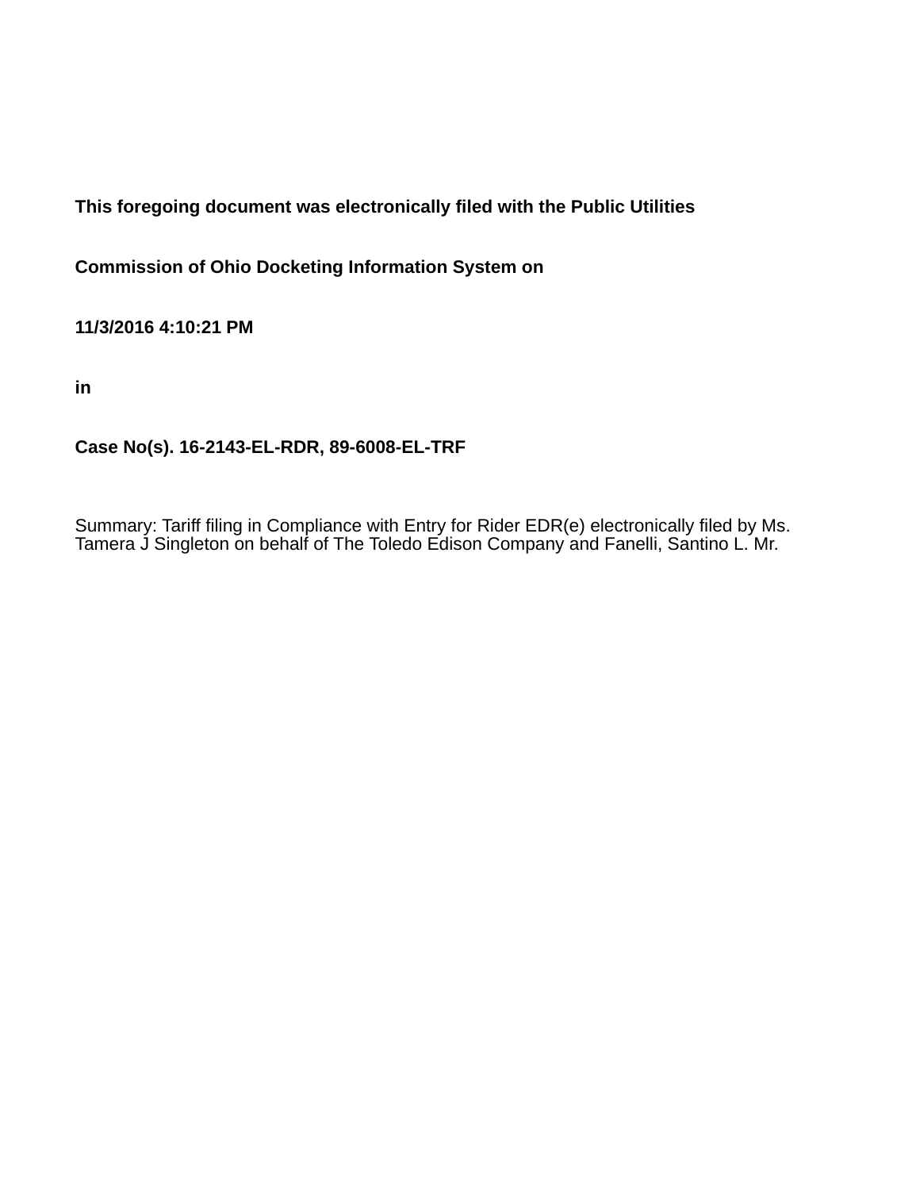**This foregoing document was electronically filed with the Public Utilities**

**Commission of Ohio Docketing Information System on**

**11/3/2016 4:10:21 PM**

**in**

**Case No(s). 16-2143-EL-RDR, 89-6008-EL-TRF**

Summary: Tariff filing in Compliance with Entry for Rider EDR(e) electronically filed by Ms. Tamera J Singleton on behalf of The Toledo Edison Company and Fanelli, Santino L. Mr.